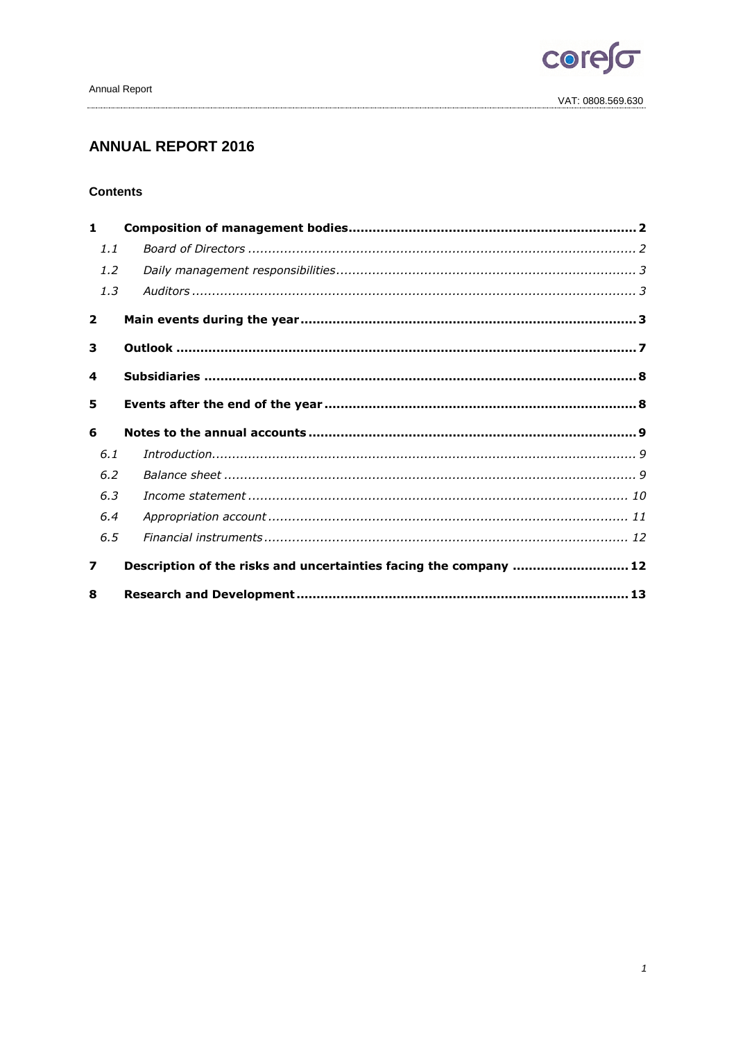# ANNUAL REPORT 2016

## Contents

**1 Composition of management bodies ........ 2**

*1.1 Board of Directors ........ 2*

*1.2 Daily management responsibilities ........ 3*

*1.3 Auditors ........ 3*

**2 Main events during the year ........ 3**

**3 Outlook ........ 7**

**4 Subsidiaries ........ 8**

**5 Events after the end of the year ........ 8**

**6 Notes to the annual accounts ........ 9**

*6.1 Introduction ........ 9*

*6.2 Balance sheet ........ 9*

*6.3 Income statement ........ 10*

*6.4 Appropriation account ........ 11*

*6.5 Financial instruments ........ 12*

**7 Description of the risks and uncertainties facing the company ........ 12**

**8 Research and Development ........ 13**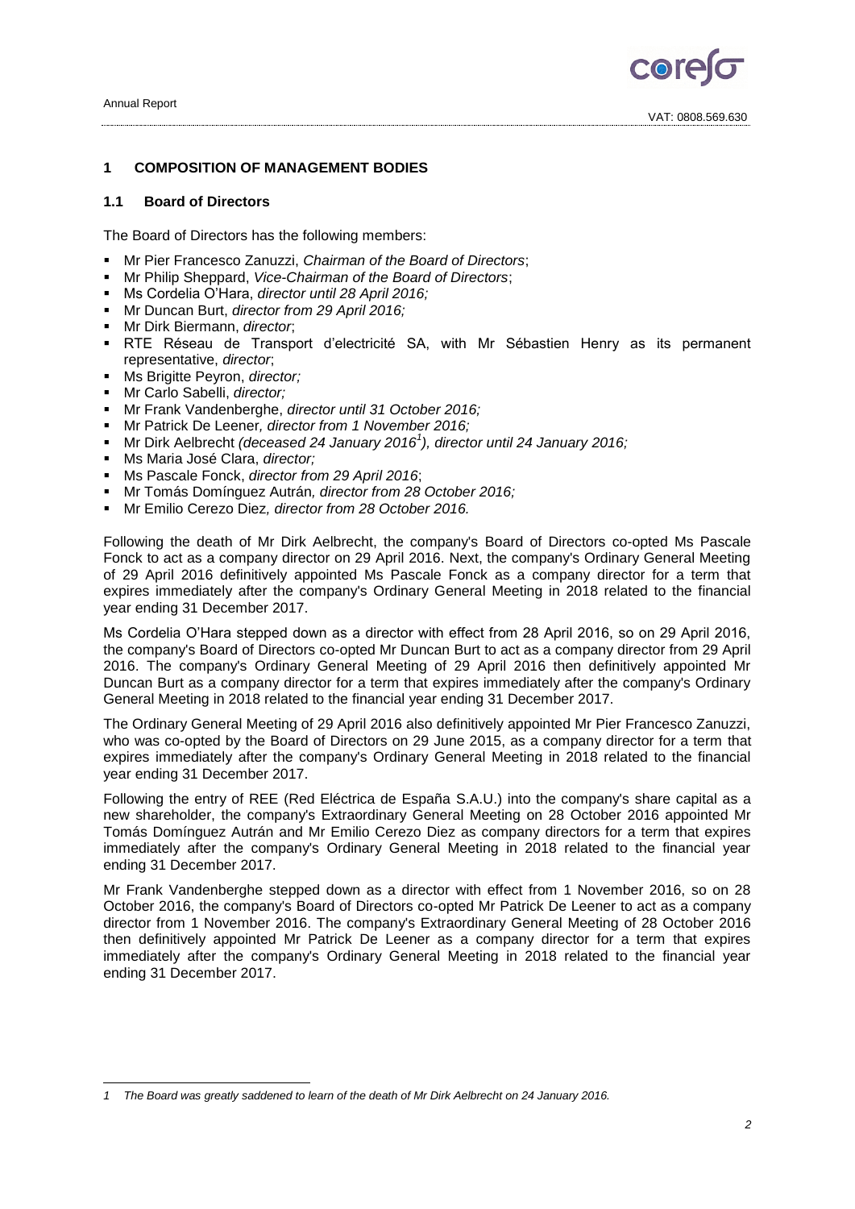## 1 COMPOSITION OF MANAGEMENT BODIES

### 1.1 Board of Directors

The Board of Directors has the following members:

- Mr Pier Francesco Zanuzzi, *Chairman of the Board of Directors*;
- Mr Philip Sheppard, *Vice-Chairman of the Board of Directors*;
- Ms Cordelia O'Hara, *director until 28 April 2016;*
- Mr Duncan Burt, *director from 29 April 2016;*
- Mr Dirk Biermann, *director*;
- RTE Réseau de Transport d'electricité SA, with Mr Sébastien Henry as its permanent representative, *director*;
- Ms Brigitte Peyron, *director;*
- Mr Carlo Sabelli, *director;*
- Mr Frank Vandenberghe, *director until 31 October 2016;*
- Mr Patrick De Leener*, director from 1 November 2016;*
- Mr Dirk Aelbrecht *(deceased 24 January 2016[1]), director until 24 January 2016;*
- Ms Maria José Clara, *director;*
- Ms Pascale Fonck, *director from 29 April 2016*;
- Mr Tomás Domínguez Autrán*, director from 28 October 2016;*
- Mr Emilio Cerezo Diez*, director from 28 October 2016.*

Following the death of Mr Dirk Aelbrecht, the company's Board of Directors co-opted Ms Pascale Fonck to act as a company director on 29 April 2016. Next, the company's Ordinary General Meeting of 29 April 2016 definitively appointed Ms Pascale Fonck as a company director for a term that expires immediately after the company's Ordinary General Meeting in 2018 related to the financial year ending 31 December 2017.

Ms Cordelia O'Hara stepped down as a director with effect from 28 April 2016, so on 29 April 2016, the company's Board of Directors co-opted Mr Duncan Burt to act as a company director from 29 April 2016. The company's Ordinary General Meeting of 29 April 2016 then definitively appointed Mr Duncan Burt as a company director for a term that expires immediately after the company's Ordinary General Meeting in 2018 related to the financial year ending 31 December 2017.

The Ordinary General Meeting of 29 April 2016 also definitively appointed Mr Pier Francesco Zanuzzi, who was co-opted by the Board of Directors on 29 June 2015, as a company director for a term that expires immediately after the company's Ordinary General Meeting in 2018 related to the financial year ending 31 December 2017.

Following the entry of REE (Red Eléctrica de España S.A.U.) into the company's share capital as a new shareholder, the company's Extraordinary General Meeting on 28 October 2016 appointed Mr Tomás Domínguez Autrán and Mr Emilio Cerezo Diez as company directors for a term that expires immediately after the company's Ordinary General Meeting in 2018 related to the financial year ending 31 December 2017.

Mr Frank Vandenberghe stepped down as a director with effect from 1 November 2016, so on 28 October 2016, the company's Board of Directors co-opted Mr Patrick De Leener to act as a company director from 1 November 2016. The company's Extraordinary General Meeting of 28 October 2016 then definitively appointed Mr Patrick De Leener as a company director for a term that expires immediately after the company's Ordinary General Meeting in 2018 related to the financial year ending 31 December 2017.

---

*1 The Board was greatly saddened to learn of the death of Mr Dirk Aelbrecht on 24 January 2016.*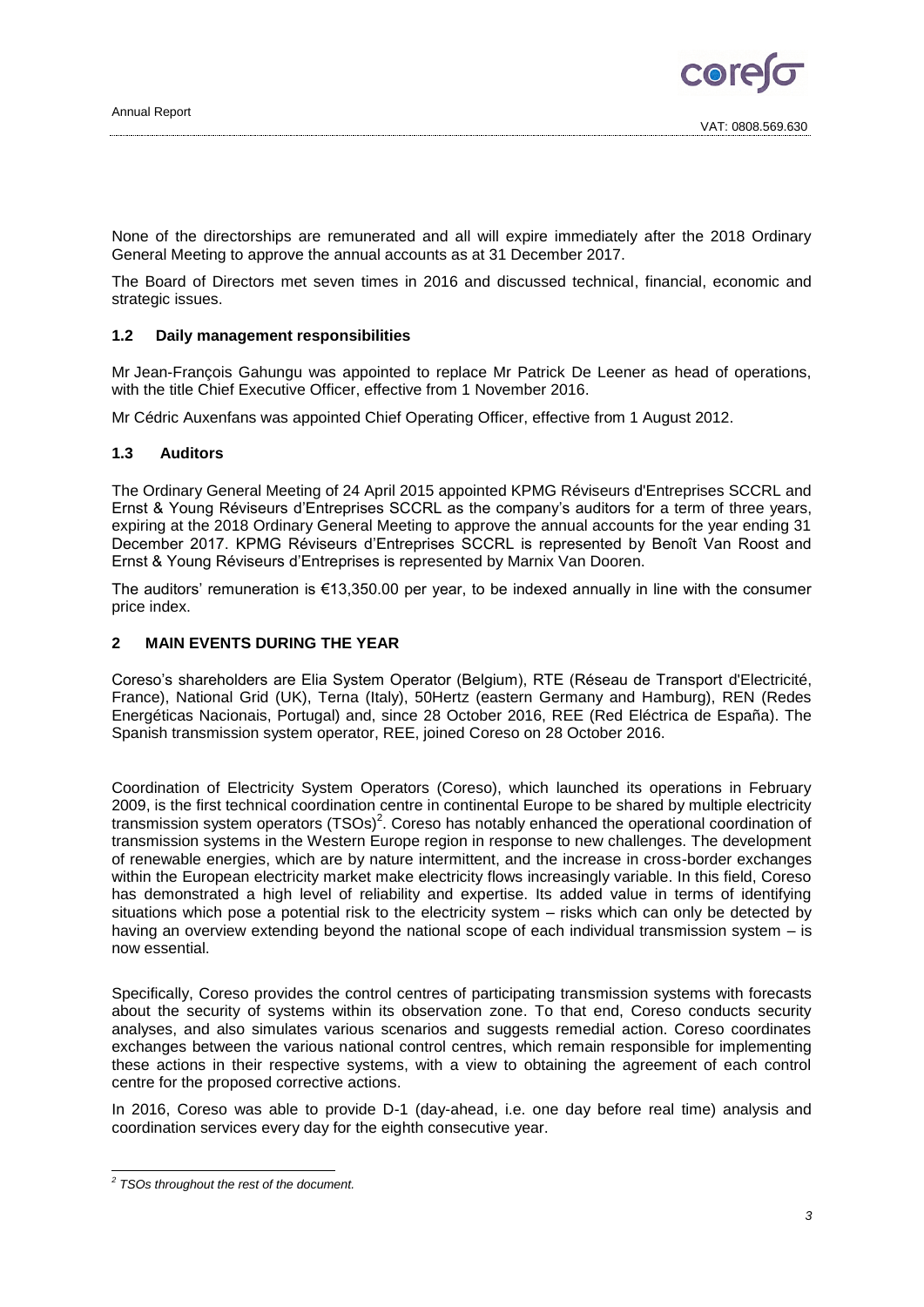None of the directorships are remunerated and all will expire immediately after the 2018 Ordinary General Meeting to approve the annual accounts as at 31 December 2017.

The Board of Directors met seven times in 2016 and discussed technical, financial, economic and strategic issues.

### 1.2 Daily management responsibilities

Mr Jean-François Gahungu was appointed to replace Mr Patrick De Leener as head of operations, with the title Chief Executive Officer, effective from 1 November 2016.

Mr Cédric Auxenfans was appointed Chief Operating Officer, effective from 1 August 2012.

### 1.3 Auditors

The Ordinary General Meeting of 24 April 2015 appointed KPMG Réviseurs d'Entreprises SCCRL and Ernst & Young Réviseurs d'Entreprises SCCRL as the company's auditors for a term of three years, expiring at the 2018 Ordinary General Meeting to approve the annual accounts for the year ending 31 December 2017. KPMG Réviseurs d'Entreprises SCCRL is represented by Benoît Van Roost and Ernst & Young Réviseurs d'Entreprises is represented by Marnix Van Dooren.

The auditors' remuneration is €13,350.00 per year, to be indexed annually in line with the consumer price index.

## 2 MAIN EVENTS DURING THE YEAR

Coreso's shareholders are Elia System Operator (Belgium), RTE (Réseau de Transport d'Electricité, France), National Grid (UK), Terna (Italy), 50Hertz (eastern Germany and Hamburg), REN (Redes Energéticas Nacionais, Portugal) and, since 28 October 2016, REE (Red Eléctrica de España). The Spanish transmission system operator, REE, joined Coreso on 28 October 2016.

Coordination of Electricity System Operators (Coreso), which launched its operations in February 2009, is the first technical coordination centre in continental Europe to be shared by multiple electricity transmission system operators (TSOs)[2]. Coreso has notably enhanced the operational coordination of transmission systems in the Western Europe region in response to new challenges. The development of renewable energies, which are by nature intermittent, and the increase in cross-border exchanges within the European electricity market make electricity flows increasingly variable. In this field, Coreso has demonstrated a high level of reliability and expertise. Its added value in terms of identifying situations which pose a potential risk to the electricity system – risks which can only be detected by having an overview extending beyond the national scope of each individual transmission system – is now essential.

Specifically, Coreso provides the control centres of participating transmission systems with forecasts about the security of systems within its observation zone. To that end, Coreso conducts security analyses, and also simulates various scenarios and suggests remedial action. Coreso coordinates exchanges between the various national control centres, which remain responsible for implementing these actions in their respective systems, with a view to obtaining the agreement of each control centre for the proposed corrective actions.

In 2016, Coreso was able to provide D-1 (day-ahead, i.e. one day before real time) analysis and coordination services every day for the eighth consecutive year.

---

*[2] TSOs throughout the rest of the document.*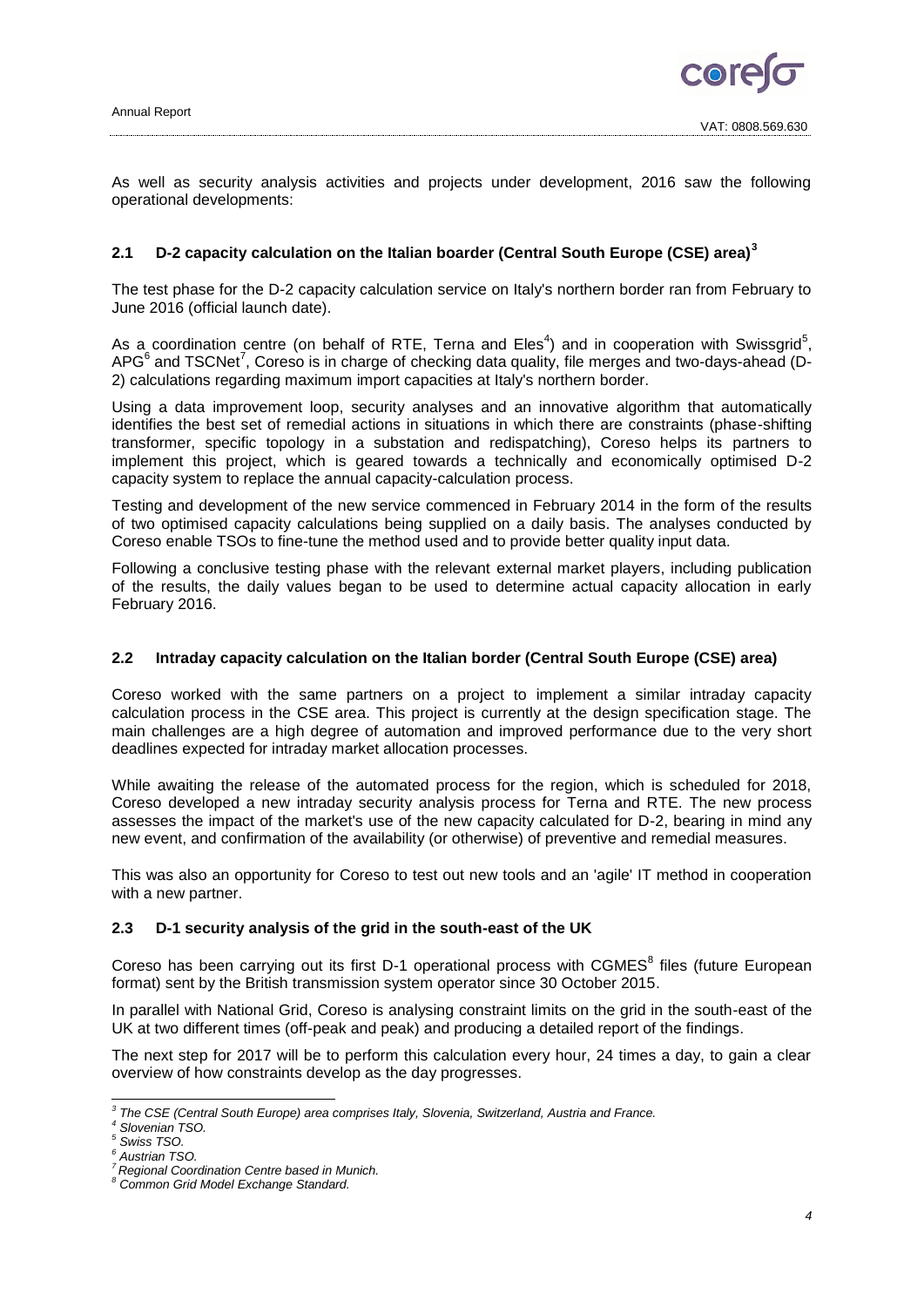As well as security analysis activities and projects under development, 2016 saw the following operational developments:

## 2.1 D-2 capacity calculation on the Italian boarder (Central South Europe (CSE) area)[3]

The test phase for the D-2 capacity calculation service on Italy's northern border ran from February to June 2016 (official launch date).

As a coordination centre (on behalf of RTE, Terna and Eles[4]) and in cooperation with Swissgrid[5], APG[6] and TSCNet[7], Coreso is in charge of checking data quality, file merges and two-days-ahead (D-2) calculations regarding maximum import capacities at Italy's northern border.

Using a data improvement loop, security analyses and an innovative algorithm that automatically identifies the best set of remedial actions in situations in which there are constraints (phase-shifting transformer, specific topology in a substation and redispatching), Coreso helps its partners to implement this project, which is geared towards a technically and economically optimised D-2 capacity system to replace the annual capacity-calculation process.

Testing and development of the new service commenced in February 2014 in the form of the results of two optimised capacity calculations being supplied on a daily basis. The analyses conducted by Coreso enable TSOs to fine-tune the method used and to provide better quality input data.

Following a conclusive testing phase with the relevant external market players, including publication of the results, the daily values began to be used to determine actual capacity allocation in early February 2016.

## 2.2 Intraday capacity calculation on the Italian border (Central South Europe (CSE) area)

Coreso worked with the same partners on a project to implement a similar intraday capacity calculation process in the CSE area. This project is currently at the design specification stage. The main challenges are a high degree of automation and improved performance due to the very short deadlines expected for intraday market allocation processes.

While awaiting the release of the automated process for the region, which is scheduled for 2018, Coreso developed a new intraday security analysis process for Terna and RTE. The new process assesses the impact of the market's use of the new capacity calculated for D-2, bearing in mind any new event, and confirmation of the availability (or otherwise) of preventive and remedial measures.

This was also an opportunity for Coreso to test out new tools and an 'agile' IT method in cooperation with a new partner.

## 2.3 D-1 security analysis of the grid in the south-east of the UK

Coreso has been carrying out its first D-1 operational process with CGMES[8] files (future European format) sent by the British transmission system operator since 30 October 2015.

In parallel with National Grid, Coreso is analysing constraint limits on the grid in the south-east of the UK at two different times (off-peak and peak) and producing a detailed report of the findings.

The next step for 2017 will be to perform this calculation every hour, 24 times a day, to gain a clear overview of how constraints develop as the day progresses.

---

*[3] The CSE (Central South Europe) area comprises Italy, Slovenia, Switzerland, Austria and France.*
*[4] Slovenian TSO.*
*[5] Swiss TSO.*
*[6] Austrian TSO.*
*[7] Regional Coordination Centre based in Munich.*
*[8] Common Grid Model Exchange Standard.*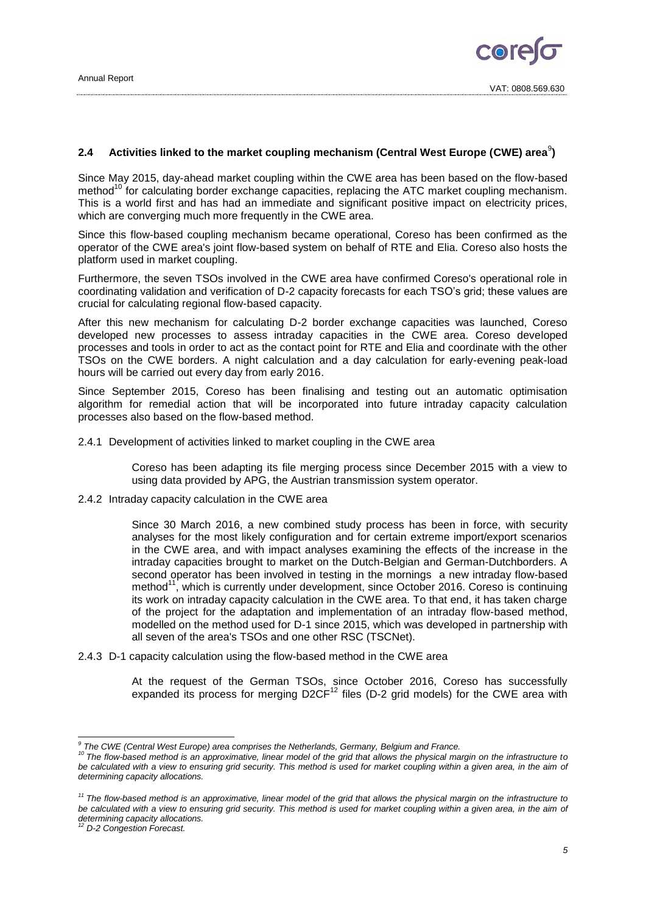## 2.4 Activities linked to the market coupling mechanism (Central West Europe (CWE) area[9])

Since May 2015, day-ahead market coupling within the CWE area has been based on the flow-based method[10] for calculating border exchange capacities, replacing the ATC market coupling mechanism. This is a world first and has had an immediate and significant positive impact on electricity prices, which are converging much more frequently in the CWE area.

Since this flow-based coupling mechanism became operational, Coreso has been confirmed as the operator of the CWE area's joint flow-based system on behalf of RTE and Elia. Coreso also hosts the platform used in market coupling.

Furthermore, the seven TSOs involved in the CWE area have confirmed Coreso's operational role in coordinating validation and verification of D-2 capacity forecasts for each TSO's grid; these values are crucial for calculating regional flow-based capacity.

After this new mechanism for calculating D-2 border exchange capacities was launched, Coreso developed new processes to assess intraday capacities in the CWE area. Coreso developed processes and tools in order to act as the contact point for RTE and Elia and coordinate with the other TSOs on the CWE borders. A night calculation and a day calculation for early-evening peak-load hours will be carried out every day from early 2016.

Since September 2015, Coreso has been finalising and testing out an automatic optimisation algorithm for remedial action that will be incorporated into future intraday capacity calculation processes also based on the flow-based method.

### 2.4.1 Development of activities linked to market coupling in the CWE area

Coreso has been adapting its file merging process since December 2015 with a view to using data provided by APG, the Austrian transmission system operator.

### 2.4.2 Intraday capacity calculation in the CWE area

Since 30 March 2016, a new combined study process has been in force, with security analyses for the most likely configuration and for certain extreme import/export scenarios in the CWE area, and with impact analyses examining the effects of the increase in the intraday capacities brought to market on the Dutch-Belgian and German-Dutchborders. A second operator has been involved in testing in the mornings a new intraday flow-based method[11], which is currently under development, since October 2016. Coreso is continuing its work on intraday capacity calculation in the CWE area. To that end, it has taken charge of the project for the adaptation and implementation of an intraday flow-based method, modelled on the method used for D-1 since 2015, which was developed in partnership with all seven of the area's TSOs and one other RSC (TSCNet).

### 2.4.3 D-1 capacity calculation using the flow-based method in the CWE area

At the request of the German TSOs, since October 2016, Coreso has successfully expanded its process for merging D2CF[12] files (D-2 grid models) for the CWE area with

---

*[9] The CWE (Central West Europe) area comprises the Netherlands, Germany, Belgium and France.*

*[10] The flow-based method is an approximative, linear model of the grid that allows the physical margin on the infrastructure to be calculated with a view to ensuring grid security. This method is used for market coupling within a given area, in the aim of determining capacity allocations.*

*[11] The flow-based method is an approximative, linear model of the grid that allows the physical margin on the infrastructure to be calculated with a view to ensuring grid security. This method is used for market coupling within a given area, in the aim of determining capacity allocations.*

*[12] D-2 Congestion Forecast.*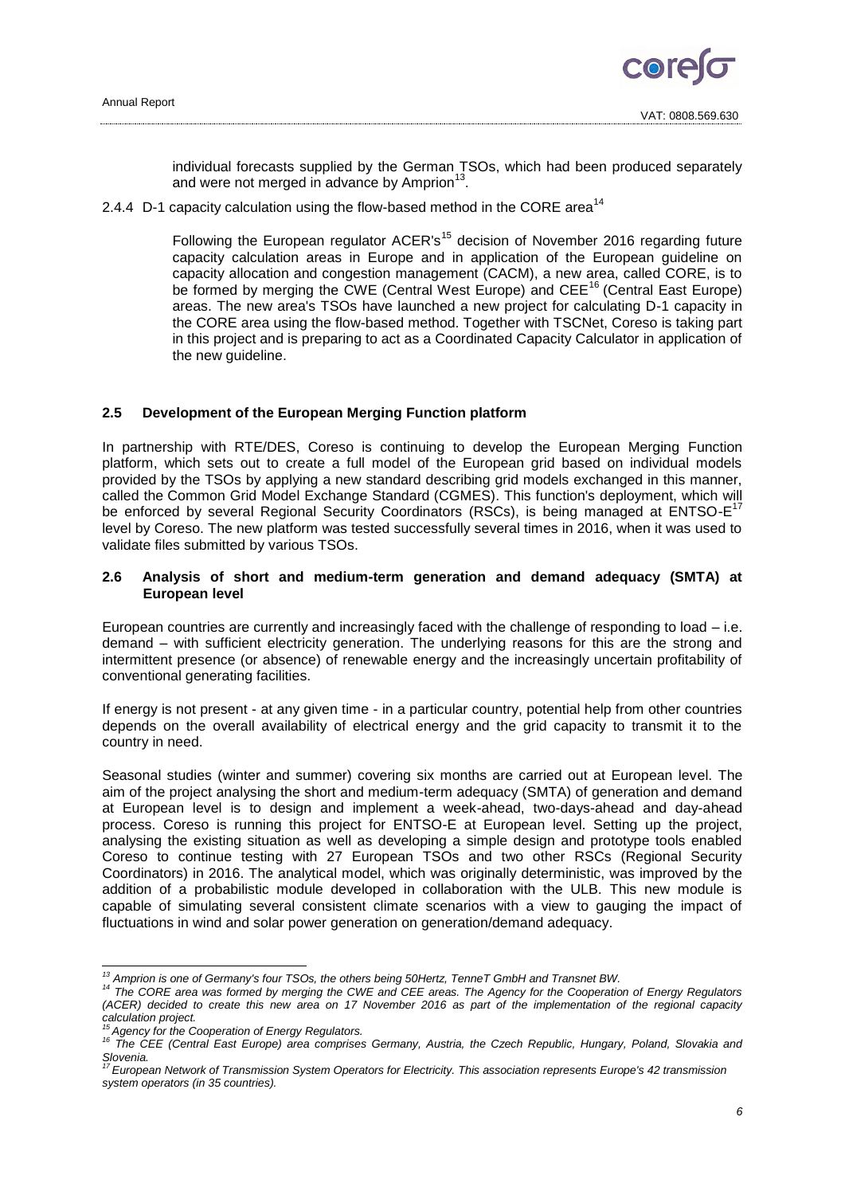individual forecasts supplied by the German TSOs, which had been produced separately and were not merged in advance by Amprion[13].

2.4.4 D-1 capacity calculation using the flow-based method in the CORE area[14]

Following the European regulator ACER's[15] decision of November 2016 regarding future capacity calculation areas in Europe and in application of the European guideline on capacity allocation and congestion management (CACM), a new area, called CORE, is to be formed by merging the CWE (Central West Europe) and CEE[16] (Central East Europe) areas. The new area's TSOs have launched a new project for calculating D-1 capacity in the CORE area using the flow-based method. Together with TSCNet, Coreso is taking part in this project and is preparing to act as a Coordinated Capacity Calculator in application of the new guideline.

### 2.5 Development of the European Merging Function platform

In partnership with RTE/DES, Coreso is continuing to develop the European Merging Function platform, which sets out to create a full model of the European grid based on individual models provided by the TSOs by applying a new standard describing grid models exchanged in this manner, called the Common Grid Model Exchange Standard (CGMES). This function's deployment, which will be enforced by several Regional Security Coordinators (RSCs), is being managed at ENTSO-E[17] level by Coreso. The new platform was tested successfully several times in 2016, when it was used to validate files submitted by various TSOs.

### 2.6 Analysis of short and medium-term generation and demand adequacy (SMTA) at European level

European countries are currently and increasingly faced with the challenge of responding to load – i.e. demand – with sufficient electricity generation. The underlying reasons for this are the strong and intermittent presence (or absence) of renewable energy and the increasingly uncertain profitability of conventional generating facilities.

If energy is not present - at any given time - in a particular country, potential help from other countries depends on the overall availability of electrical energy and the grid capacity to transmit it to the country in need.

Seasonal studies (winter and summer) covering six months are carried out at European level. The aim of the project analysing the short and medium-term adequacy (SMTA) of generation and demand at European level is to design and implement a week-ahead, two-days-ahead and day-ahead process. Coreso is running this project for ENTSO-E at European level. Setting up the project, analysing the existing situation as well as developing a simple design and prototype tools enabled Coreso to continue testing with 27 European TSOs and two other RSCs (Regional Security Coordinators) in 2016. The analytical model, which was originally deterministic, was improved by the addition of a probabilistic module developed in collaboration with the ULB. This new module is capable of simulating several consistent climate scenarios with a view to gauging the impact of fluctuations in wind and solar power generation on generation/demand adequacy.

---

*[13] Amprion is one of Germany's four TSOs, the others being 50Hertz, TenneT GmbH and Transnet BW.*

*[14] The CORE area was formed by merging the CWE and CEE areas. The Agency for the Cooperation of Energy Regulators (ACER) decided to create this new area on 17 November 2016 as part of the implementation of the regional capacity calculation project.*

*[15] Agency for the Cooperation of Energy Regulators.*

*[16] The CEE (Central East Europe) area comprises Germany, Austria, the Czech Republic, Hungary, Poland, Slovakia and Slovenia.*

*[17] European Network of Transmission System Operators for Electricity. This association represents Europe's 42 transmission system operators (in 35 countries).*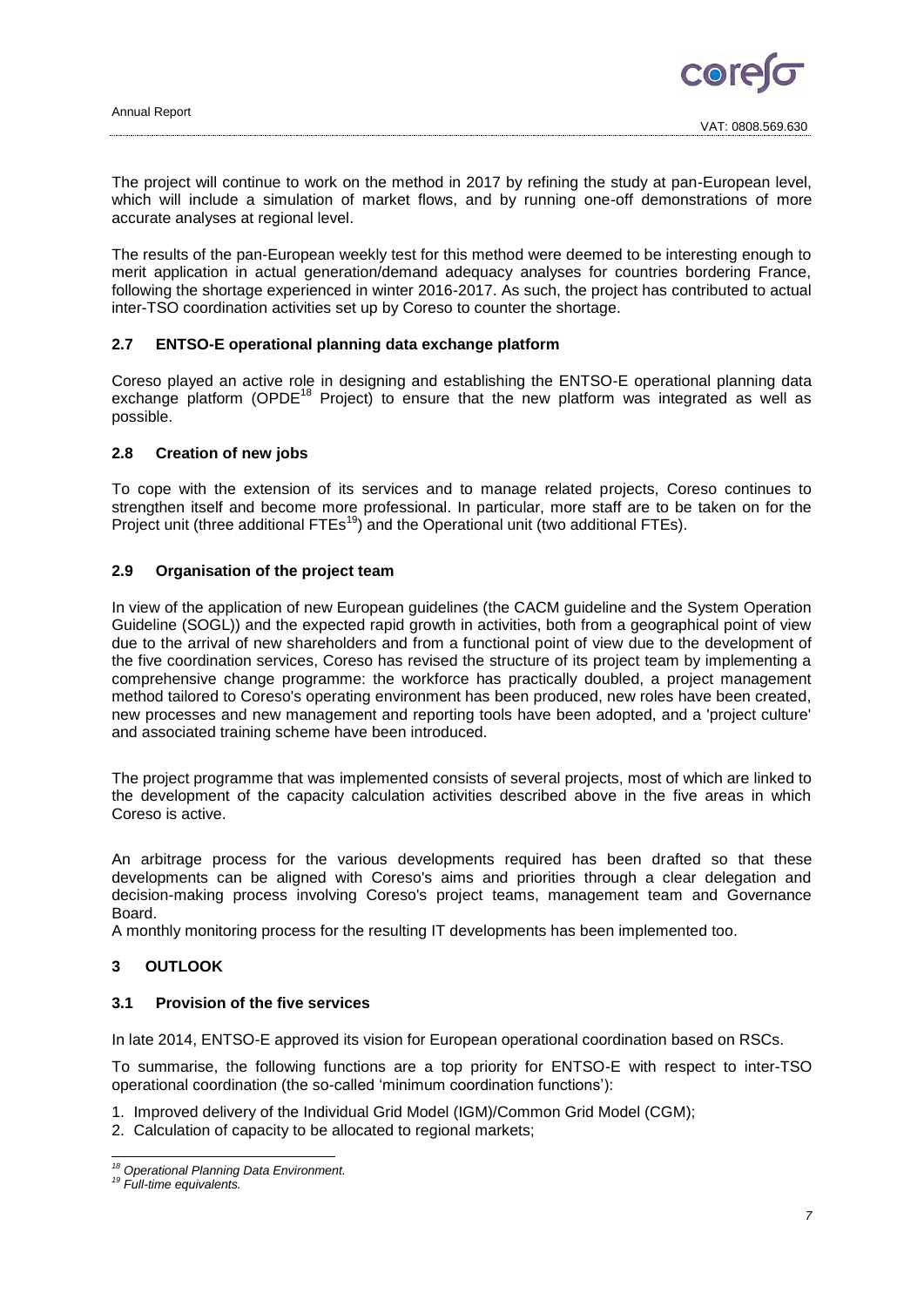The project will continue to work on the method in 2017 by refining the study at pan-European level, which will include a simulation of market flows, and by running one-off demonstrations of more accurate analyses at regional level.

The results of the pan-European weekly test for this method were deemed to be interesting enough to merit application in actual generation/demand adequacy analyses for countries bordering France, following the shortage experienced in winter 2016-2017. As such, the project has contributed to actual inter-TSO coordination activities set up by Coreso to counter the shortage.

### 2.7 ENTSO-E operational planning data exchange platform

Coreso played an active role in designing and establishing the ENTSO-E operational planning data exchange platform (OPDE[18] Project) to ensure that the new platform was integrated as well as possible.

### 2.8 Creation of new jobs

To cope with the extension of its services and to manage related projects, Coreso continues to strengthen itself and become more professional. In particular, more staff are to be taken on for the Project unit (three additional FTEs[19]) and the Operational unit (two additional FTEs).

### 2.9 Organisation of the project team

In view of the application of new European guidelines (the CACM guideline and the System Operation Guideline (SOGL)) and the expected rapid growth in activities, both from a geographical point of view due to the arrival of new shareholders and from a functional point of view due to the development of the five coordination services, Coreso has revised the structure of its project team by implementing a comprehensive change programme: the workforce has practically doubled, a project management method tailored to Coreso's operating environment has been produced, new roles have been created, new processes and new management and reporting tools have been adopted, and a 'project culture' and associated training scheme have been introduced.

The project programme that was implemented consists of several projects, most of which are linked to the development of the capacity calculation activities described above in the five areas in which Coreso is active.

An arbitrage process for the various developments required has been drafted so that these developments can be aligned with Coreso's aims and priorities through a clear delegation and decision-making process involving Coreso's project teams, management team and Governance Board.

A monthly monitoring process for the resulting IT developments has been implemented too.

## 3 OUTLOOK

### 3.1 Provision of the five services

In late 2014, ENTSO-E approved its vision for European operational coordination based on RSCs.

To summarise, the following functions are a top priority for ENTSO-E with respect to inter-TSO operational coordination (the so-called 'minimum coordination functions'):

1. Improved delivery of the Individual Grid Model (IGM)/Common Grid Model (CGM);
2. Calculation of capacity to be allocated to regional markets;

[18] *Operational Planning Data Environment.*

[19] *Full-time equivalents.*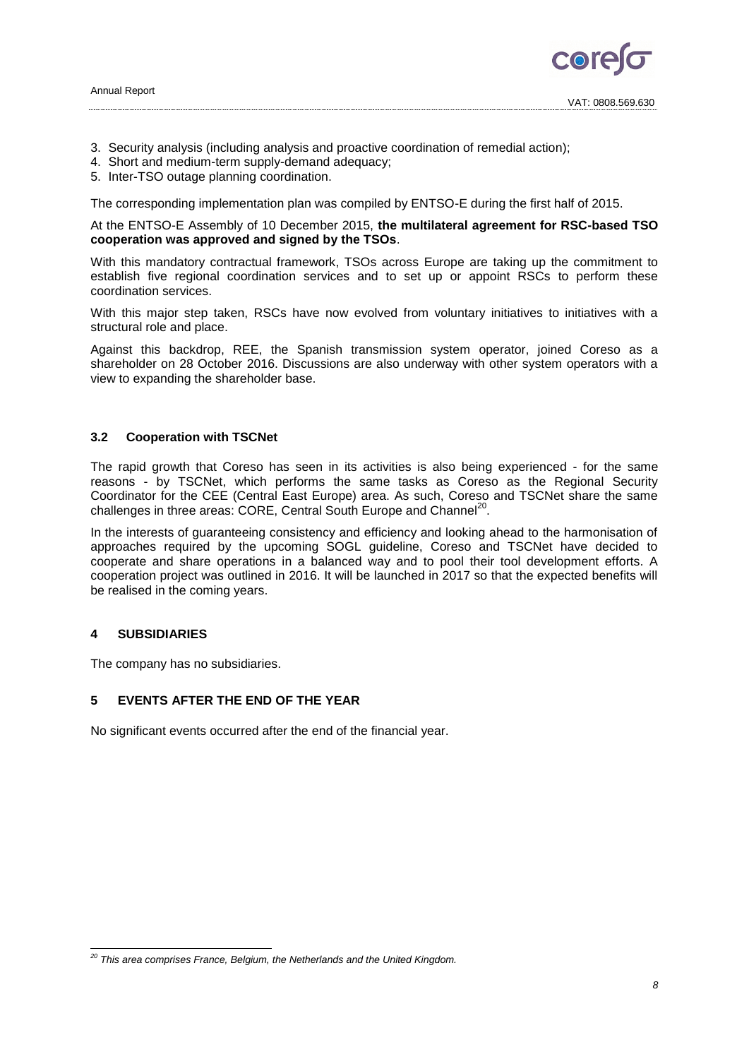3. Security analysis (including analysis and proactive coordination of remedial action);
4. Short and medium-term supply-demand adequacy;
5. Inter-TSO outage planning coordination.

The corresponding implementation plan was compiled by ENTSO-E during the first half of 2015.

At the ENTSO-E Assembly of 10 December 2015, **the multilateral agreement for RSC-based TSO cooperation was approved and signed by the TSOs**.

With this mandatory contractual framework, TSOs across Europe are taking up the commitment to establish five regional coordination services and to set up or appoint RSCs to perform these coordination services.

With this major step taken, RSCs have now evolved from voluntary initiatives to initiatives with a structural role and place.

Against this backdrop, REE, the Spanish transmission system operator, joined Coreso as a shareholder on 28 October 2016. Discussions are also underway with other system operators with a view to expanding the shareholder base.

### 3.2 Cooperation with TSCNet

The rapid growth that Coreso has seen in its activities is also being experienced - for the same reasons - by TSCNet, which performs the same tasks as Coreso as the Regional Security Coordinator for the CEE (Central East Europe) area. As such, Coreso and TSCNet share the same challenges in three areas: CORE, Central South Europe and Channel[20].

In the interests of guaranteeing consistency and efficiency and looking ahead to the harmonisation of approaches required by the upcoming SOGL guideline, Coreso and TSCNet have decided to cooperate and share operations in a balanced way and to pool their tool development efforts. A cooperation project was outlined in 2016. It will be launched in 2017 so that the expected benefits will be realised in the coming years.

## 4 SUBSIDIARIES

The company has no subsidiaries.

## 5 EVENTS AFTER THE END OF THE YEAR

No significant events occurred after the end of the financial year.

---

*[20] This area comprises France, Belgium, the Netherlands and the United Kingdom.*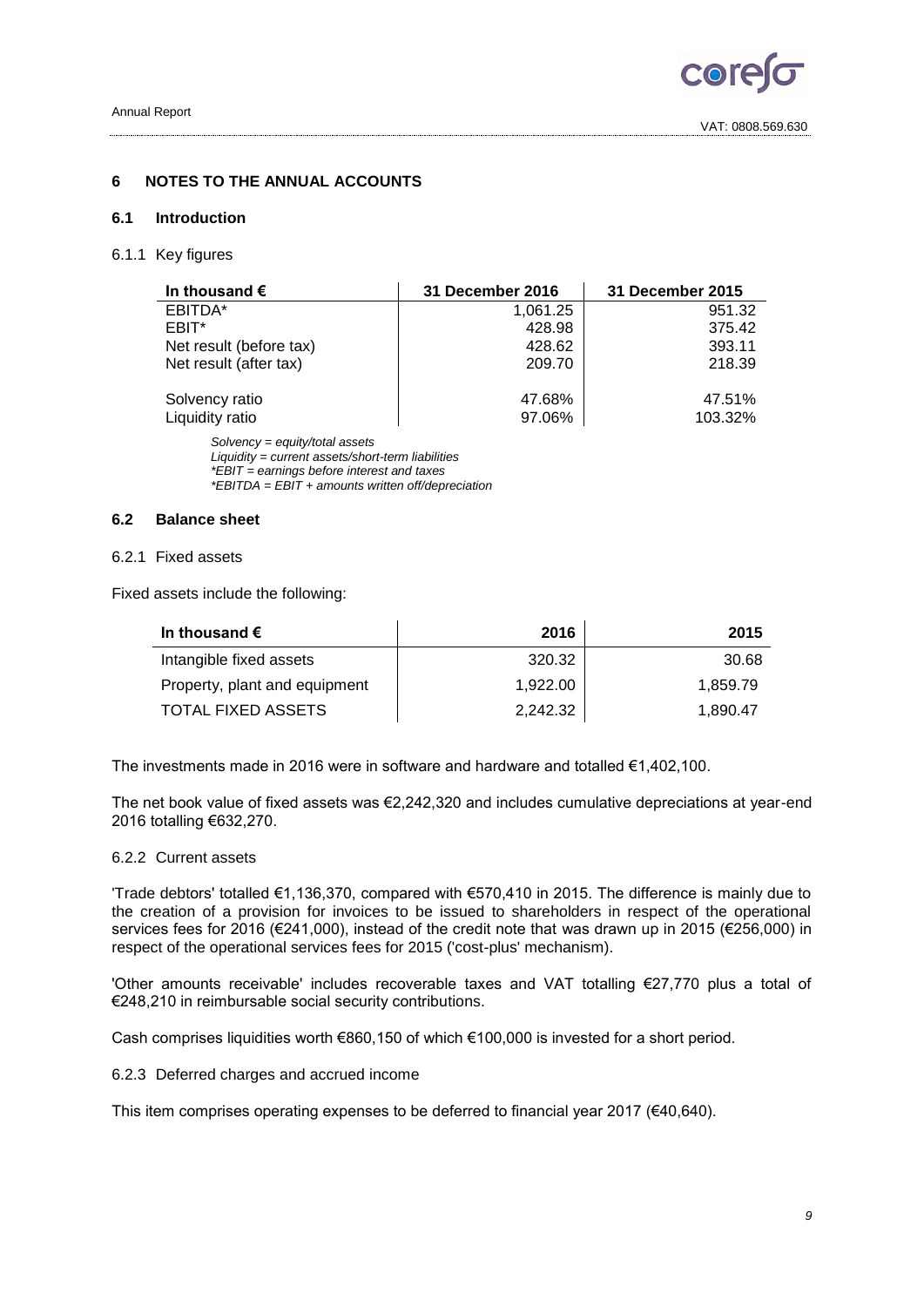# 6 NOTES TO THE ANNUAL ACCOUNTS

## 6.1 Introduction

### 6.1.1 Key figures

| In thousand € | 31 December 2016 | 31 December 2015 |
|---|---|---|
| EBITDA* | 1,061.25 | 951.32 |
| EBIT* | 428.98 | 375.42 |
| Net result (before tax) | 428.62 | 393.11 |
| Net result (after tax) | 209.70 | 218.39 |
| | | |
| Solvency ratio | 47.68% | 47.51% |
| Liquidity ratio | 97.06% | 103.32% |

*Solvency = equity/total assets*
*Liquidity = current assets/short-term liabilities*
*\*EBIT = earnings before interest and taxes*
*\*EBITDA = EBIT + amounts written off/depreciation*

## 6.2 Balance sheet

### 6.2.1 Fixed assets

Fixed assets include the following:

| In thousand € | 2016 | 2015 |
|---|---|---|
| Intangible fixed assets | 320.32 | 30.68 |
| Property, plant and equipment | 1,922.00 | 1,859.79 |
| TOTAL FIXED ASSETS | 2,242.32 | 1,890.47 |

The investments made in 2016 were in software and hardware and totalled €1,402,100.

The net book value of fixed assets was €2,242,320 and includes cumulative depreciations at year-end 2016 totalling €632,270.

### 6.2.2 Current assets

'Trade debtors' totalled €1,136,370, compared with €570,410 in 2015. The difference is mainly due to the creation of a provision for invoices to be issued to shareholders in respect of the operational services fees for 2016 (€241,000), instead of the credit note that was drawn up in 2015 (€256,000) in respect of the operational services fees for 2015 ('cost-plus' mechanism).

'Other amounts receivable' includes recoverable taxes and VAT totalling €27,770 plus a total of €248,210 in reimbursable social security contributions.

Cash comprises liquidities worth €860,150 of which €100,000 is invested for a short period.

### 6.2.3 Deferred charges and accrued income

This item comprises operating expenses to be deferred to financial year 2017 (€40,640).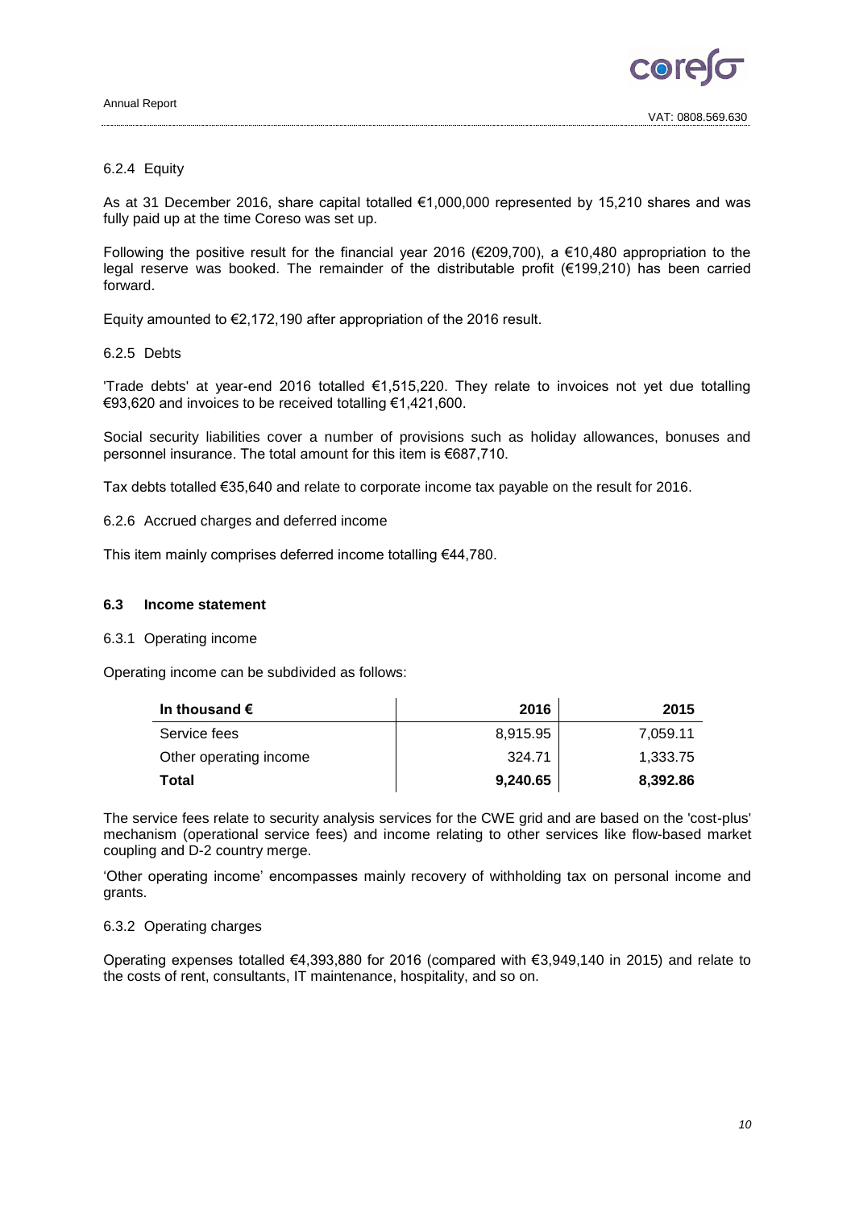#### 6.2.4 Equity

As at 31 December 2016, share capital totalled €1,000,000 represented by 15,210 shares and was fully paid up at the time Coreso was set up.

Following the positive result for the financial year 2016 (€209,700), a €10,480 appropriation to the legal reserve was booked. The remainder of the distributable profit (€199,210) has been carried forward.

Equity amounted to €2,172,190 after appropriation of the 2016 result.

#### 6.2.5 Debts

'Trade debts' at year-end 2016 totalled €1,515,220. They relate to invoices not yet due totalling €93,620 and invoices to be received totalling €1,421,600.

Social security liabilities cover a number of provisions such as holiday allowances, bonuses and personnel insurance. The total amount for this item is €687,710.

Tax debts totalled €35,640 and relate to corporate income tax payable on the result for 2016.

#### 6.2.6 Accrued charges and deferred income

This item mainly comprises deferred income totalling €44,780.

### 6.3 Income statement

#### 6.3.1 Operating income

Operating income can be subdivided as follows:

| In thousand € | 2016 | 2015 |
| --- | --- | --- |
| Service fees | 8,915.95 | 7,059.11 |
| Other operating income | 324.71 | 1,333.75 |
| **Total** | **9,240.65** | **8,392.86** |

The service fees relate to security analysis services for the CWE grid and are based on the 'cost-plus' mechanism (operational service fees) and income relating to other services like flow-based market coupling and D-2 country merge.

'Other operating income' encompasses mainly recovery of withholding tax on personal income and grants.

#### 6.3.2 Operating charges

Operating expenses totalled €4,393,880 for 2016 (compared with €3,949,140 in 2015) and relate to the costs of rent, consultants, IT maintenance, hospitality, and so on.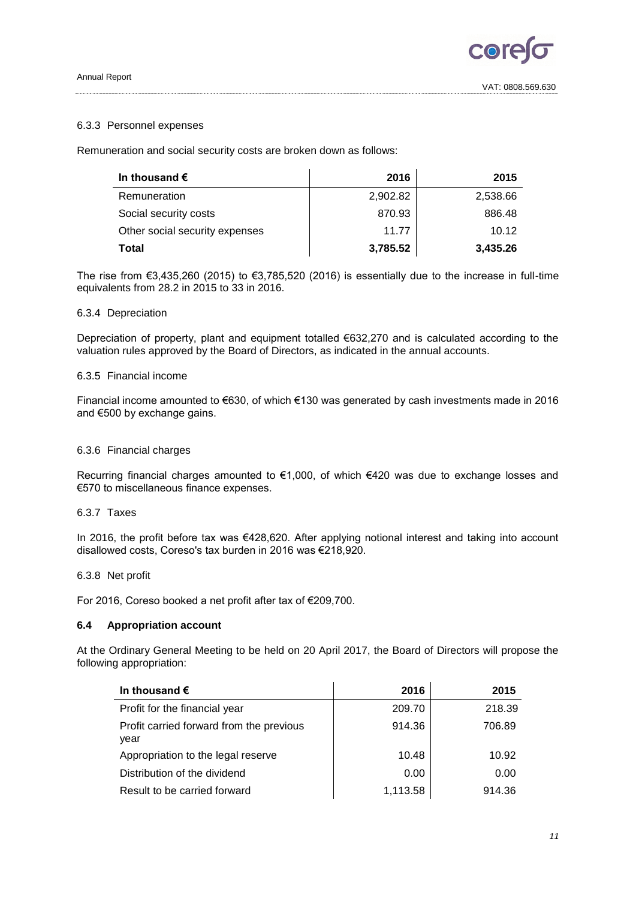### 6.3.3 Personnel expenses

Remuneration and social security costs are broken down as follows:

| In thousand € | 2016 | 2015 |
|---|---|---|
| Remuneration | 2,902.82 | 2,538.66 |
| Social security costs | 870.93 | 886.48 |
| Other social security expenses | 11.77 | 10.12 |
| **Total** | **3,785.52** | **3,435.26** |

The rise from €3,435,260 (2015) to €3,785,520 (2016) is essentially due to the increase in full-time equivalents from 28.2 in 2015 to 33 in 2016.

### 6.3.4 Depreciation

Depreciation of property, plant and equipment totalled €632,270 and is calculated according to the valuation rules approved by the Board of Directors, as indicated in the annual accounts.

### 6.3.5 Financial income

Financial income amounted to €630, of which €130 was generated by cash investments made in 2016 and €500 by exchange gains.

### 6.3.6 Financial charges

Recurring financial charges amounted to €1,000, of which €420 was due to exchange losses and €570 to miscellaneous finance expenses.

### 6.3.7 Taxes

In 2016, the profit before tax was €428,620. After applying notional interest and taking into account disallowed costs, Coreso's tax burden in 2016 was €218,920.

### 6.3.8 Net profit

For 2016, Coreso booked a net profit after tax of €209,700.

## 6.4 Appropriation account

At the Ordinary General Meeting to be held on 20 April 2017, the Board of Directors will propose the following appropriation:

| In thousand € | 2016 | 2015 |
|---|---|---|
| Profit for the financial year | 209.70 | 218.39 |
| Profit carried forward from the previous year | 914.36 | 706.89 |
| Appropriation to the legal reserve | 10.48 | 10.92 |
| Distribution of the dividend | 0.00 | 0.00 |
| Result to be carried forward | 1,113.58 | 914.36 |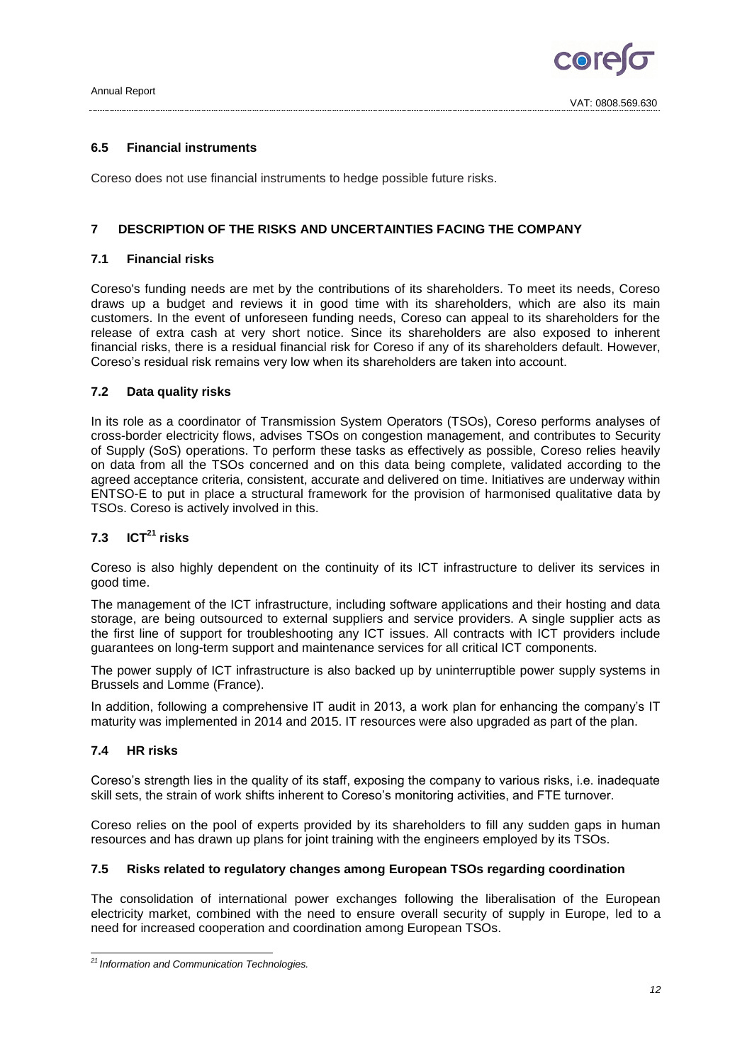### 6.5 Financial instruments

Coreso does not use financial instruments to hedge possible future risks.

## 7 DESCRIPTION OF THE RISKS AND UNCERTAINTIES FACING THE COMPANY

### 7.1 Financial risks

Coreso's funding needs are met by the contributions of its shareholders. To meet its needs, Coreso draws up a budget and reviews it in good time with its shareholders, which are also its main customers. In the event of unforeseen funding needs, Coreso can appeal to its shareholders for the release of extra cash at very short notice. Since its shareholders are also exposed to inherent financial risks, there is a residual financial risk for Coreso if any of its shareholders default. However, Coreso's residual risk remains very low when its shareholders are taken into account.

### 7.2 Data quality risks

In its role as a coordinator of Transmission System Operators (TSOs), Coreso performs analyses of cross-border electricity flows, advises TSOs on congestion management, and contributes to Security of Supply (SoS) operations. To perform these tasks as effectively as possible, Coreso relies heavily on data from all the TSOs concerned and on this data being complete, validated according to the agreed acceptance criteria, consistent, accurate and delivered on time. Initiatives are underway within ENTSO-E to put in place a structural framework for the provision of harmonised qualitative data by TSOs. Coreso is actively involved in this.

### 7.3 ICT[21] risks

Coreso is also highly dependent on the continuity of its ICT infrastructure to deliver its services in good time.

The management of the ICT infrastructure, including software applications and their hosting and data storage, are being outsourced to external suppliers and service providers. A single supplier acts as the first line of support for troubleshooting any ICT issues. All contracts with ICT providers include guarantees on long-term support and maintenance services for all critical ICT components.

The power supply of ICT infrastructure is also backed up by uninterruptible power supply systems in Brussels and Lomme (France).

In addition, following a comprehensive IT audit in 2013, a work plan for enhancing the company's IT maturity was implemented in 2014 and 2015. IT resources were also upgraded as part of the plan.

### 7.4 HR risks

Coreso's strength lies in the quality of its staff, exposing the company to various risks, i.e. inadequate skill sets, the strain of work shifts inherent to Coreso's monitoring activities, and FTE turnover.

Coreso relies on the pool of experts provided by its shareholders to fill any sudden gaps in human resources and has drawn up plans for joint training with the engineers employed by its TSOs.

### 7.5 Risks related to regulatory changes among European TSOs regarding coordination

The consolidation of international power exchanges following the liberalisation of the European electricity market, combined with the need to ensure overall security of supply in Europe, led to a need for increased cooperation and coordination among European TSOs.

---

*[21] Information and Communication Technologies.*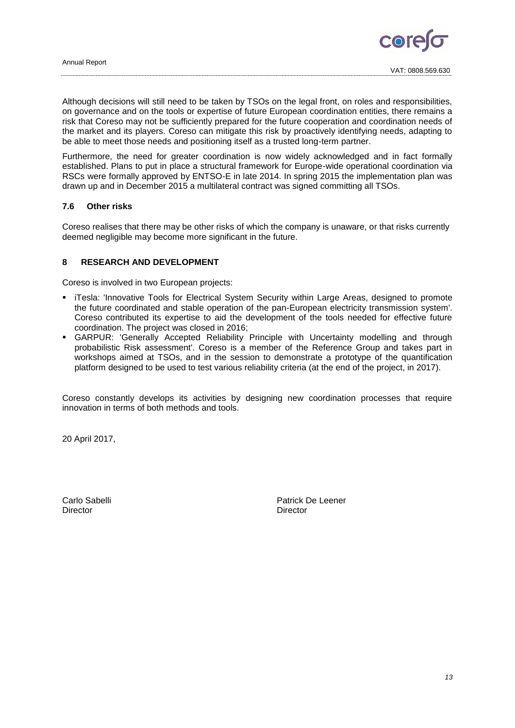Although decisions will still need to be taken by TSOs on the legal front, on roles and responsibilities, on governance and on the tools or expertise of future European coordination entities, there remains a risk that Coreso may not be sufficiently prepared for the future cooperation and coordination needs of the market and its players. Coreso can mitigate this risk by proactively identifying needs, adapting to be able to meet those needs and positioning itself as a trusted long-term partner.

Furthermore, the need for greater coordination is now widely acknowledged and in fact formally established. Plans to put in place a structural framework for Europe-wide operational coordination via RSCs were formally approved by ENTSO-E in late 2014. In spring 2015 the implementation plan was drawn up and in December 2015 a multilateral contract was signed committing all TSOs.

### 7.6 Other risks

Coreso realises that there may be other risks of which the company is unaware, or that risks currently deemed negligible may become more significant in the future.

## 8 RESEARCH AND DEVELOPMENT

Coreso is involved in two European projects:

- iTesla: 'Innovative Tools for Electrical System Security within Large Areas, designed to promote the future coordinated and stable operation of the pan-European electricity transmission system'. Coreso contributed its expertise to aid the development of the tools needed for effective future coordination. The project was closed in 2016;
- GARPUR: 'Generally Accepted Reliability Principle with Uncertainty modelling and through probabilistic Risk assessment'. Coreso is a member of the Reference Group and takes part in workshops aimed at TSOs, and in the session to demonstrate a prototype of the quantification platform designed to be used to test various reliability criteria (at the end of the project, in 2017).

Coreso constantly develops its activities by designing new coordination processes that require innovation in terms of both methods and tools.

20 April 2017,

Carlo Sabelli
Director

Patrick De Leener
Director